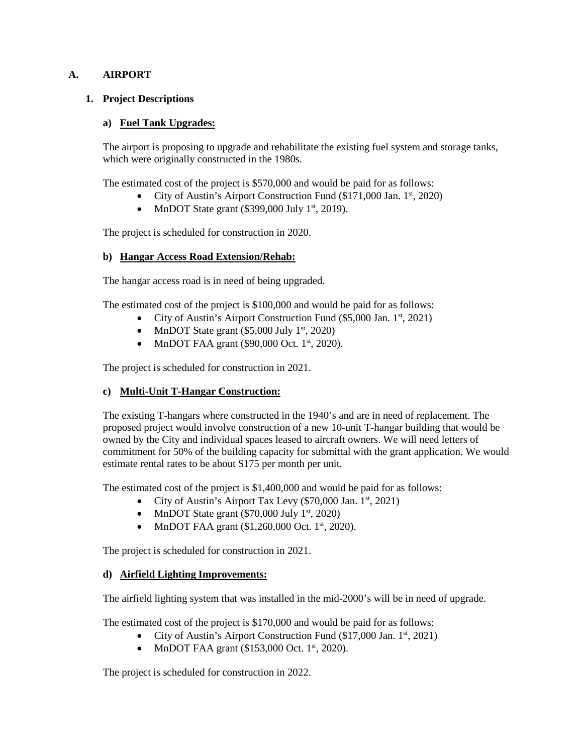# A. AIRPORT

## 1. Project Descriptions

### a) Fuel Tank Upgrades:

The airport is proposing to upgrade and rehabilitate the existing fuel system and storage tanks, which were originally constructed in the 1980s.

The estimated cost of the project is $570,000 and would be paid for as follows:

- City of Austin's Airport Construction Fund ($171,000 Jan. 1st, 2020)
- MnDOT State grant ($399,000 July 1st, 2019).

The project is scheduled for construction in 2020.

### b) Hangar Access Road Extension/Rehab:

The hangar access road is in need of being upgraded.

The estimated cost of the project is $100,000 and would be paid for as follows:

- City of Austin's Airport Construction Fund ($5,000 Jan. 1st, 2021)
- MnDOT State grant ($5,000 July 1st, 2020)
- MnDOT FAA grant ($90,000 Oct. 1st, 2020).

The project is scheduled for construction in 2021.

### c) Multi-Unit T-Hangar Construction:

The existing T-hangars where constructed in the 1940's and are in need of replacement. The proposed project would involve construction of a new 10-unit T-hangar building that would be owned by the City and individual spaces leased to aircraft owners. We will need letters of commitment for 50% of the building capacity for submittal with the grant application. We would estimate rental rates to be about $175 per month per unit.

The estimated cost of the project is $1,400,000 and would be paid for as follows:

- City of Austin's Airport Tax Levy ($70,000 Jan. 1st, 2021)
- MnDOT State grant ($70,000 July 1st, 2020)
- MnDOT FAA grant ($1,260,000 Oct. 1st, 2020).

The project is scheduled for construction in 2021.

### d) Airfield Lighting Improvements:

The airfield lighting system that was installed in the mid-2000's will be in need of upgrade.

The estimated cost of the project is $170,000 and would be paid for as follows:

- City of Austin's Airport Construction Fund ($17,000 Jan. 1st, 2021)
- MnDOT FAA grant ($153,000 Oct. 1st, 2020).

The project is scheduled for construction in 2022.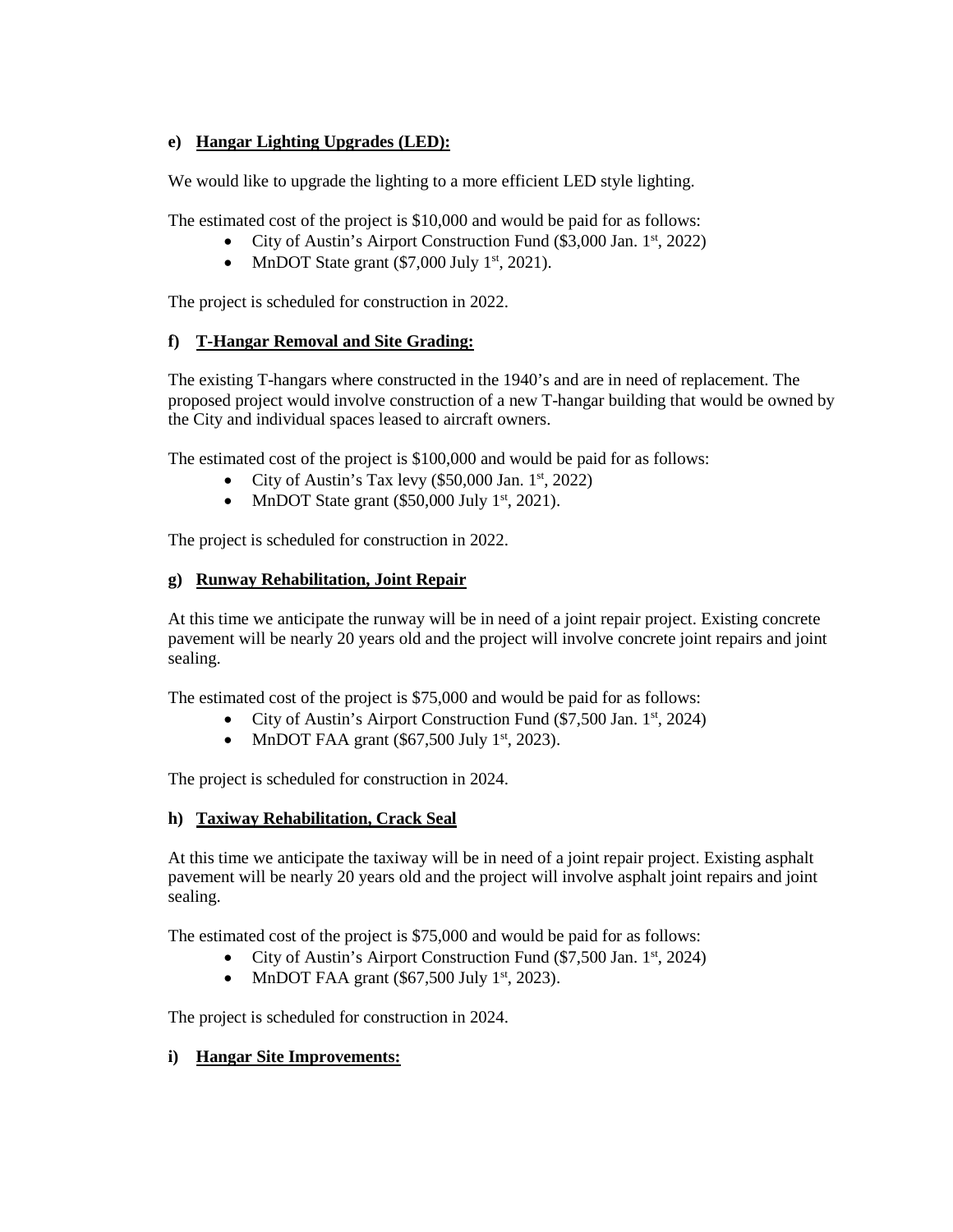**e) Hangar Lighting Upgrades (LED):**

We would like to upgrade the lighting to a more efficient LED style lighting.

The estimated cost of the project is $10,000 and would be paid for as follows:

- City of Austin's Airport Construction Fund ($3,000 Jan. 1st, 2022)
- MnDOT State grant ($7,000 July 1st, 2021).

The project is scheduled for construction in 2022.

**f) T-Hangar Removal and Site Grading:**

The existing T-hangars where constructed in the 1940's and are in need of replacement. The proposed project would involve construction of a new T-hangar building that would be owned by the City and individual spaces leased to aircraft owners.

The estimated cost of the project is $100,000 and would be paid for as follows:

- City of Austin's Tax levy ($50,000 Jan. 1st, 2022)
- MnDOT State grant ($50,000 July 1st, 2021).

The project is scheduled for construction in 2022.

**g) Runway Rehabilitation, Joint Repair**

At this time we anticipate the runway will be in need of a joint repair project. Existing concrete pavement will be nearly 20 years old and the project will involve concrete joint repairs and joint sealing.

The estimated cost of the project is $75,000 and would be paid for as follows:

- City of Austin's Airport Construction Fund ($7,500 Jan. 1st, 2024)
- MnDOT FAA grant ($67,500 July 1st, 2023).

The project is scheduled for construction in 2024.

**h) Taxiway Rehabilitation, Crack Seal**

At this time we anticipate the taxiway will be in need of a joint repair project. Existing asphalt pavement will be nearly 20 years old and the project will involve asphalt joint repairs and joint sealing.

The estimated cost of the project is $75,000 and would be paid for as follows:

- City of Austin's Airport Construction Fund ($7,500 Jan. 1st, 2024)
- MnDOT FAA grant ($67,500 July 1st, 2023).

The project is scheduled for construction in 2024.

**i) Hangar Site Improvements:**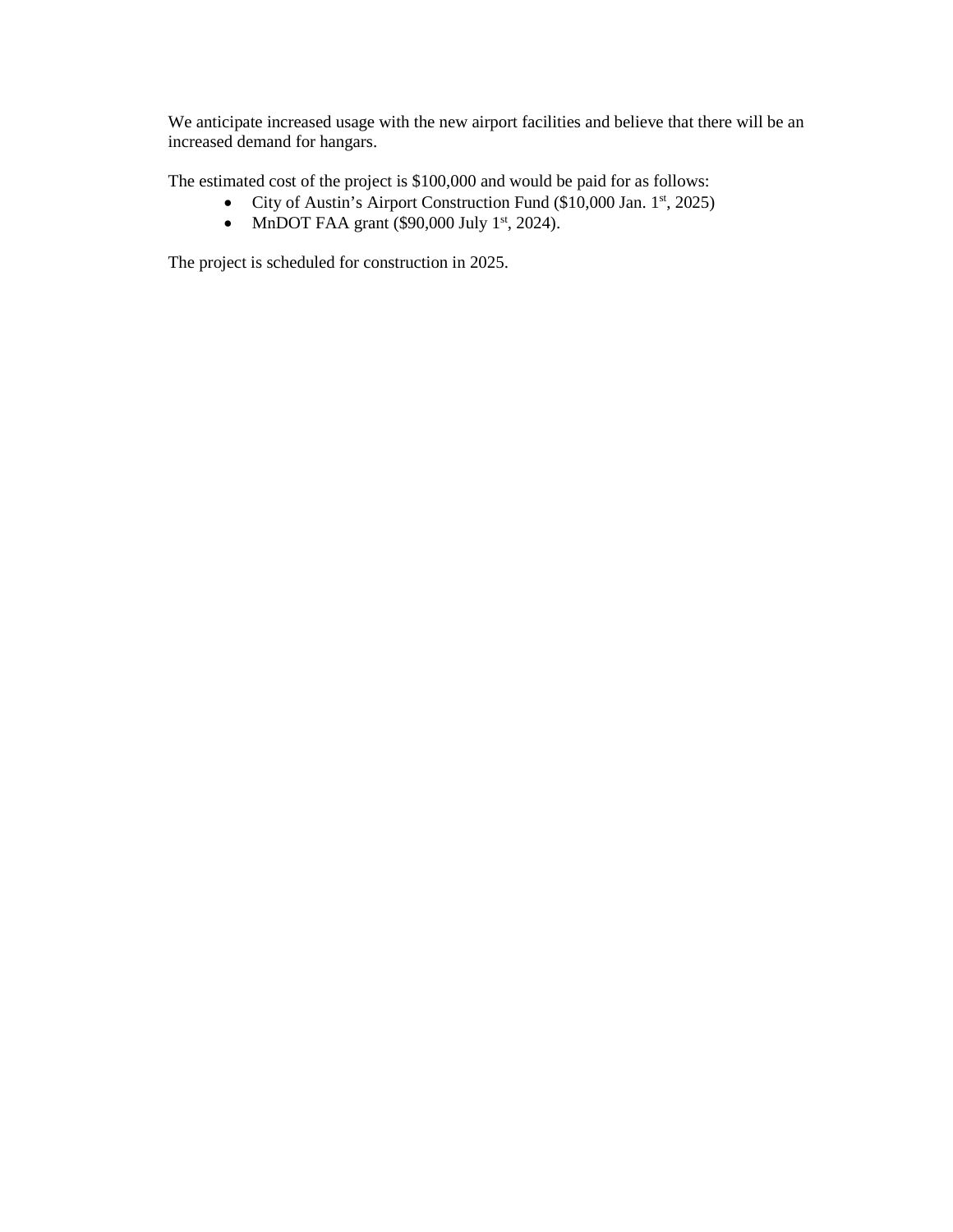We anticipate increased usage with the new airport facilities and believe that there will be an increased demand for hangars.

The estimated cost of the project is $100,000 and would be paid for as follows:

- City of Austin's Airport Construction Fund ($10,000 Jan. 1st, 2025)
- MnDOT FAA grant ($90,000 July 1st, 2024).

The project is scheduled for construction in 2025.